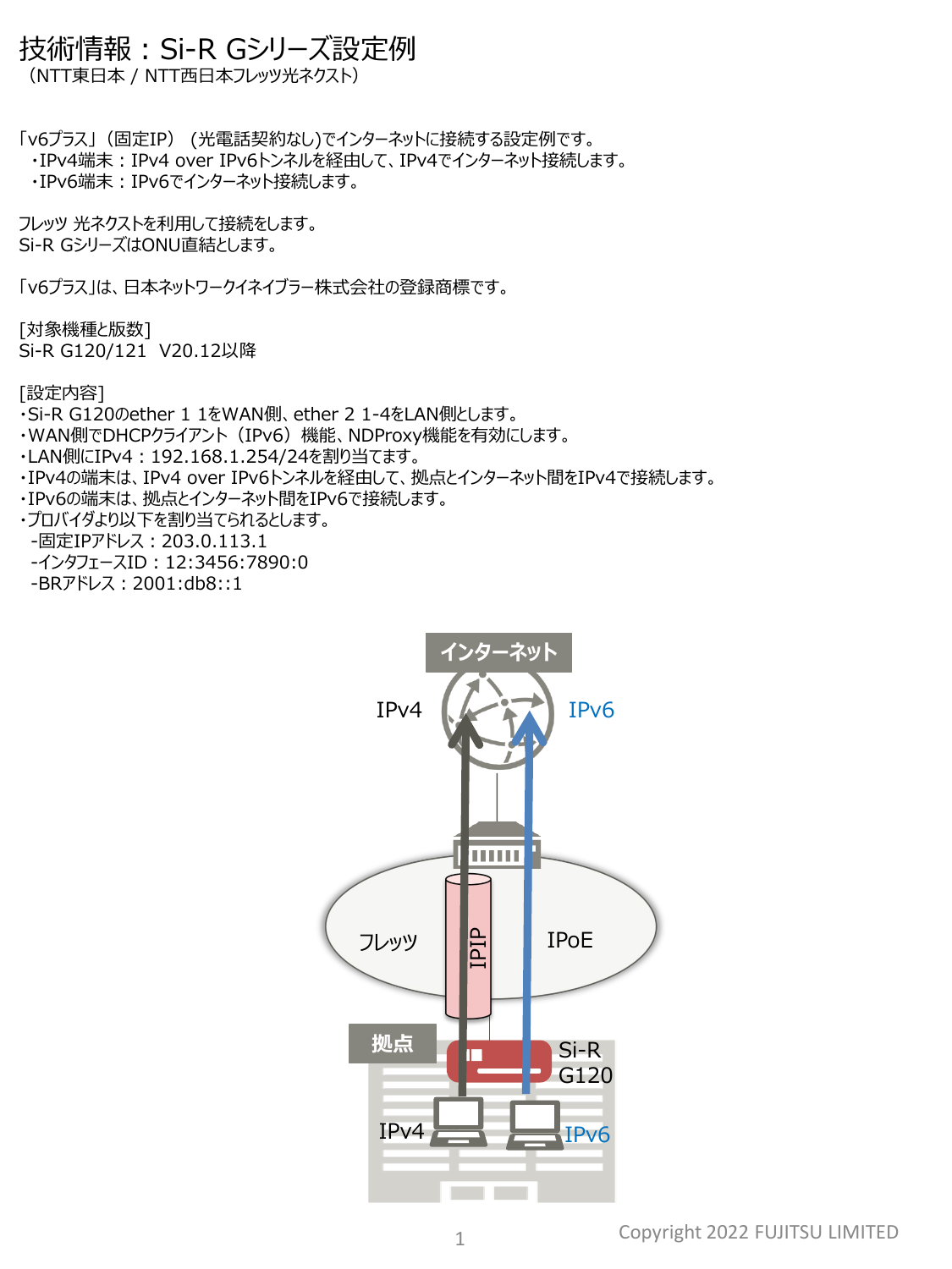# 技術情報：Si-R Gシリーズ設定例

（NTT東日本 / NTT西日本フレッツ光ネクスト）

「v6プラス」（固定IP）（光電話契約なし)でインターネットに接続する設定例です。

・IPv4端末：IPv4 over IPv6トンネルを経由して、IPv4でインターネット接続します。

・IPv6端末：IPv6でインターネット接続します。

フレッツ 光ネクストを利用して接続をします。
Si-R GシリーズはONU直結とします。

「v6プラス」は、日本ネットワークイネイブラー株式会社の登録商標です。

[対象機種と版数]
Si-R G120/121 V20.12以降

[設定内容]

- Si-R G120のether 1 1をWAN側、ether 2 1-4をLAN側とします。
- WAN側でDHCPクライアント（IPv6）機能、NDProxy機能を有効にします。
- LAN側にIPv4：192.168.1.254/24を割り当てます。
- IPv4の端末は、IPv4 over IPv6トンネルを経由して、拠点とインターネット間をIPv4で接続します。
- IPv6の端末は、拠点とインターネット間をIPv6で接続します。
- プロバイダより以下を割り当てられるとします。
  - 固定IPアドレス：203.0.113.1
  - インタフェースID：12:3456:7890:0
  - BRアドレス：2001:db8::1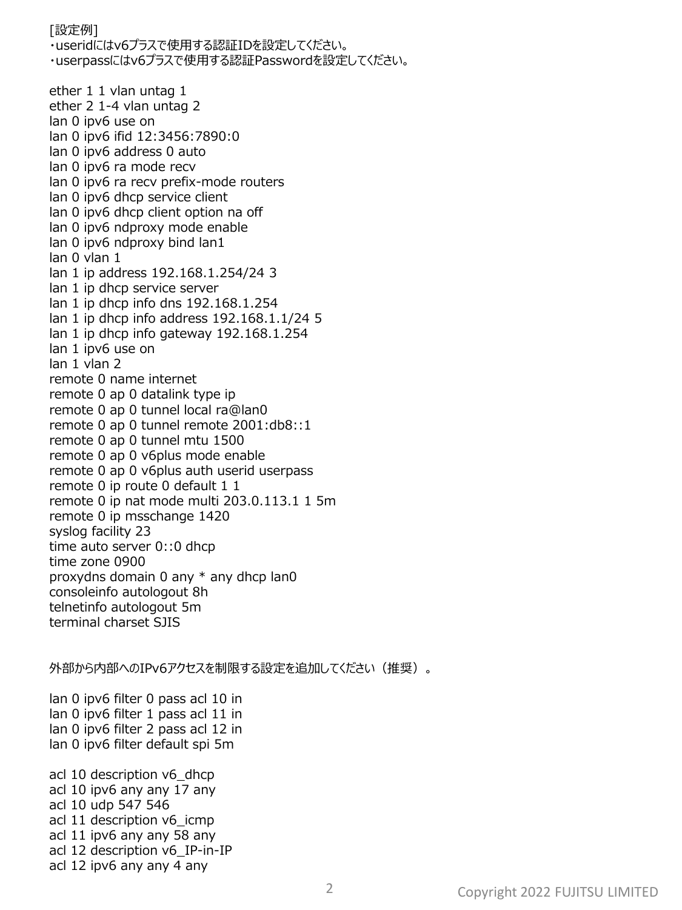[設定例]
・useridにはv6プラスで使用する認証IDを設定してください。
・userpassにはv6プラスで使用する認証Passwordを設定してください。

```
ether 1 1 vlan untag 1
ether 2 1-4 vlan untag 2
lan 0 ipv6 use on
lan 0 ipv6 ifid 12:3456:7890:0
lan 0 ipv6 address 0 auto
lan 0 ipv6 ra mode recv
lan 0 ipv6 ra recv prefix-mode routers
lan 0 ipv6 dhcp service client
lan 0 ipv6 dhcp client option na off
lan 0 ipv6 ndproxy mode enable
lan 0 ipv6 ndproxy bind lan1
lan 0 vlan 1
lan 1 ip address 192.168.1.254/24 3
lan 1 ip dhcp service server
lan 1 ip dhcp info dns 192.168.1.254
lan 1 ip dhcp info address 192.168.1.1/24 5
lan 1 ip dhcp info gateway 192.168.1.254
lan 1 ipv6 use on
lan 1 vlan 2
remote 0 name internet
remote 0 ap 0 datalink type ip
remote 0 ap 0 tunnel local ra@lan0
remote 0 ap 0 tunnel remote 2001:db8::1
remote 0 ap 0 tunnel mtu 1500
remote 0 ap 0 v6plus mode enable
remote 0 ap 0 v6plus auth userid userpass
remote 0 ip route 0 default 1 1
remote 0 ip nat mode multi 203.0.113.1 1 5m
remote 0 ip msschange 1420
syslog facility 23
time auto server 0::0 dhcp
time zone 0900
proxydns domain 0 any * any dhcp lan0
consoleinfo autologout 8h
telnetinfo autologout 5m
terminal charset SJIS
```

外部から内部へのIPv6アクセスを制限する設定を追加してください（推奨）。

```
lan 0 ipv6 filter 0 pass acl 10 in
lan 0 ipv6 filter 1 pass acl 11 in
lan 0 ipv6 filter 2 pass acl 12 in
lan 0 ipv6 filter default spi 5m

acl 10 description v6_dhcp
acl 10 ipv6 any any 17 any
acl 10 udp 547 546
acl 11 description v6_icmp
acl 11 ipv6 any any 58 any
acl 12 description v6_IP-in-IP
acl 12 ipv6 any any 4 any
```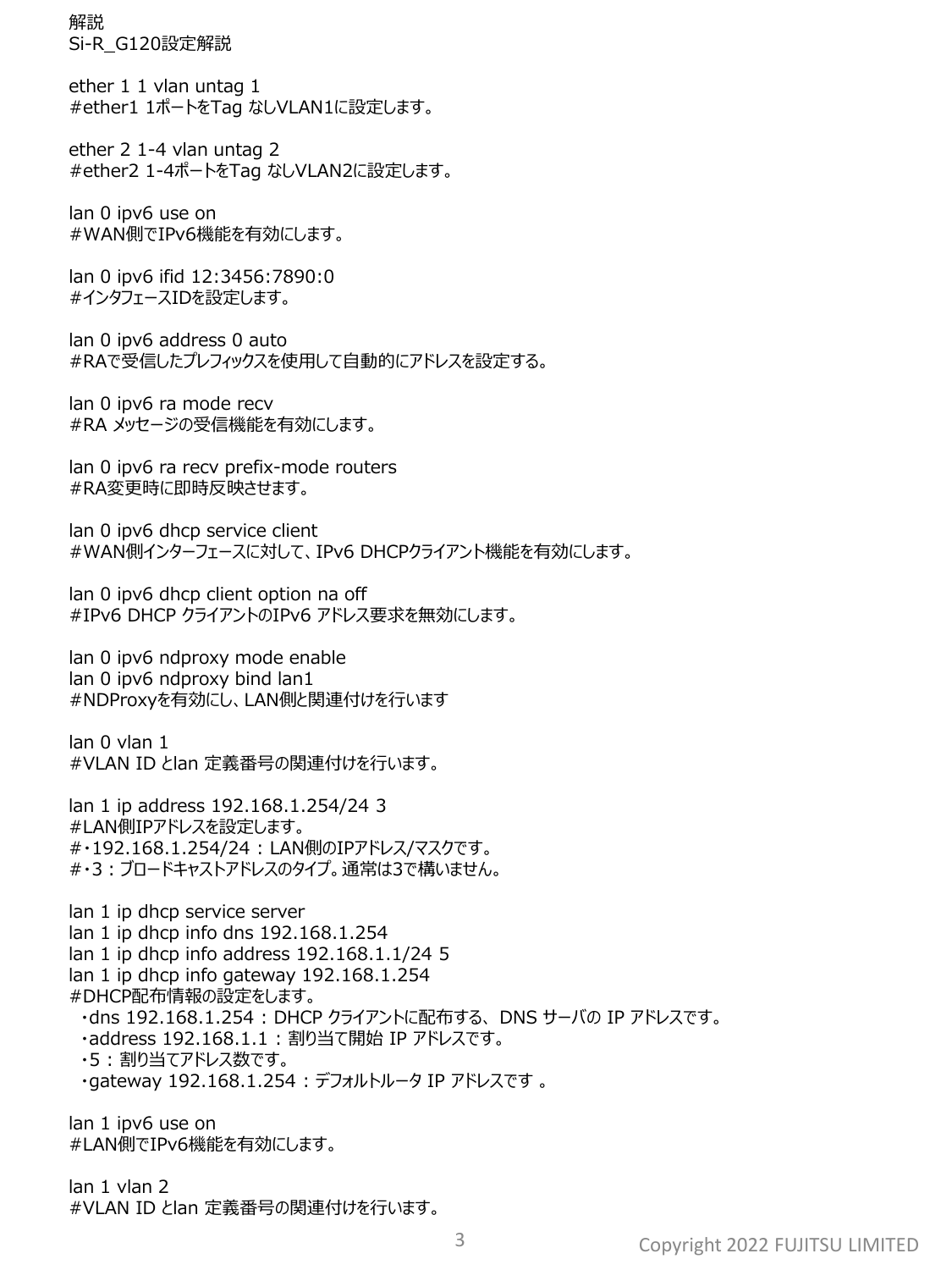解説

Si-R_G120設定解説

ether 1 1 vlan untag 1
#ether1 1ポートをTag なしVLAN1に設定します。

ether 2 1-4 vlan untag 2
#ether2 1-4ポートをTag なしVLAN2に設定します。

lan 0 ipv6 use on
#WAN側でIPv6機能を有効にします。

lan 0 ipv6 ifid 12:3456:7890:0
#インタフェースIDを設定します。

lan 0 ipv6 address 0 auto
#RAで受信したプレフィックスを使用して自動的にアドレスを設定する。

lan 0 ipv6 ra mode recv
#RA メッセージの受信機能を有効にします。

lan 0 ipv6 ra recv prefix-mode routers
#RA変更時に即時反映させます。

lan 0 ipv6 dhcp service client
#WAN側インターフェースに対して、IPv6 DHCPクライアント機能を有効にします。

lan 0 ipv6 dhcp client option na off
#IPv6 DHCP クライアントのIPv6 アドレス要求を無効にします。

lan 0 ipv6 ndproxy mode enable
lan 0 ipv6 ndproxy bind lan1
#NDProxyを有効にし、LAN側と関連付けを行います

lan 0 vlan 1
#VLAN ID とlan 定義番号の関連付けを行います。

lan 1 ip address 192.168.1.254/24 3
#LAN側IPアドレスを設定します。
#・192.168.1.254/24：LAN側のIPアドレス/マスクです。
#・3：ブロードキャストアドレスのタイプ。通常は3で構いません。

lan 1 ip dhcp service server
lan 1 ip dhcp info dns 192.168.1.254
lan 1 ip dhcp info address 192.168.1.1/24 5
lan 1 ip dhcp info gateway 192.168.1.254
#DHCP配布情報の設定をします。
・dns 192.168.1.254：DHCP クライアントに配布する、DNS サーバの IP アドレスです。
・address 192.168.1.1：割り当て開始 IP アドレスです。
・5：割り当てアドレス数です。
・gateway 192.168.1.254：デフォルトルータ IP アドレスです 。

lan 1 ipv6 use on
#LAN側でIPv6機能を有効にします。

lan 1 vlan 2
#VLAN ID とlan 定義番号の関連付けを行います。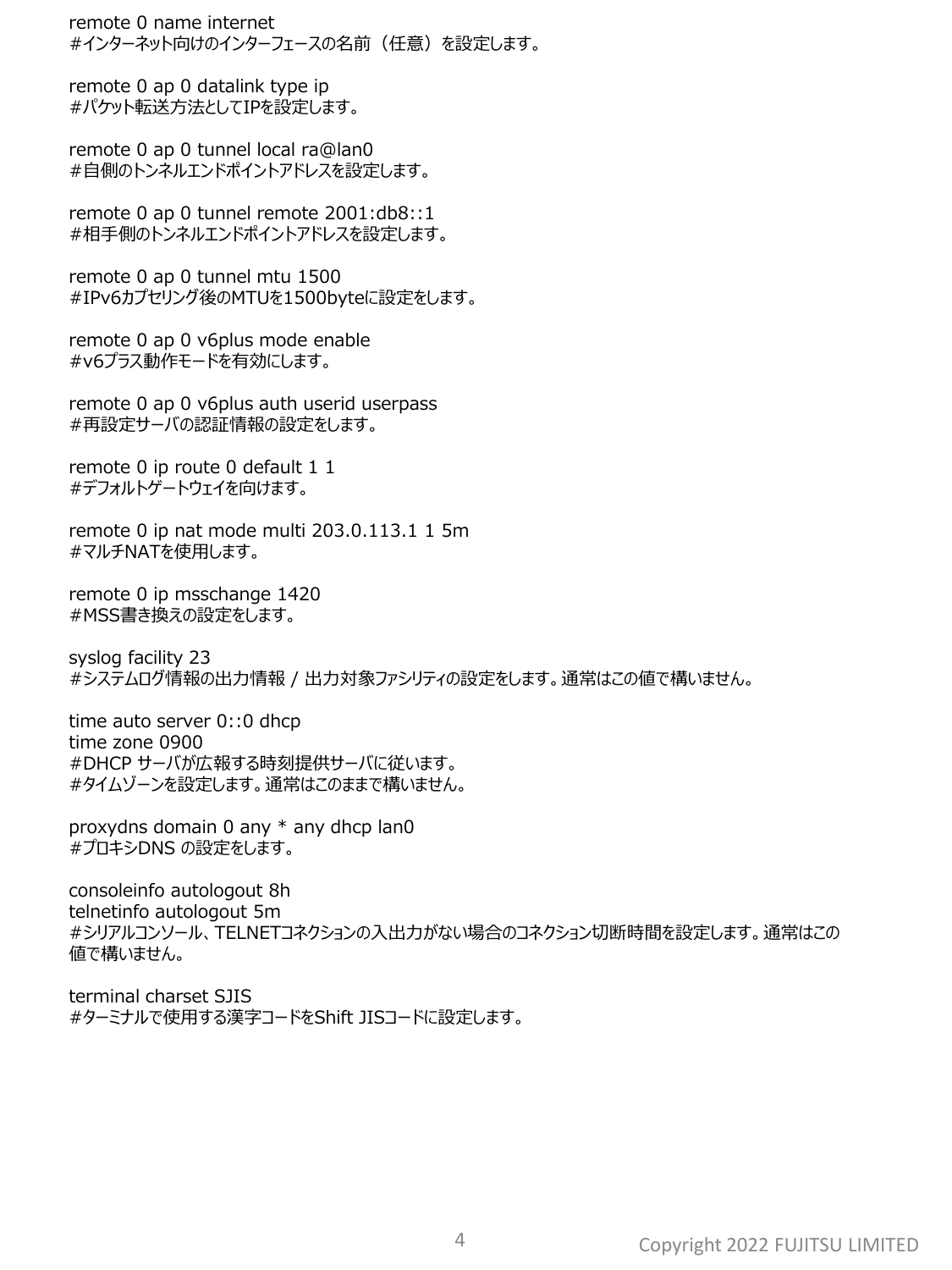remote 0 name internet
#インターネット向けのインターフェースの名前（任意）を設定します。

remote 0 ap 0 datalink type ip
#パケット転送方法としてIPを設定します。

remote 0 ap 0 tunnel local ra@lan0
#自側のトンネルエンドポイントアドレスを設定します。

remote 0 ap 0 tunnel remote 2001:db8::1
#相手側のトンネルエンドポイントアドレスを設定します。

remote 0 ap 0 tunnel mtu 1500
#IPv6カプセリング後のMTUを1500byteに設定をします。

remote 0 ap 0 v6plus mode enable
#v6プラス動作モードを有効にします。

remote 0 ap 0 v6plus auth userid userpass
#再設定サーバの認証情報の設定をします。

remote 0 ip route 0 default 1 1
#デフォルトゲートウェイを向けます。

remote 0 ip nat mode multi 203.0.113.1 1 5m
#マルチNATを使用します。

remote 0 ip msschange 1420
#MSS書き換えの設定をします。

syslog facility 23
#システムログ情報の出力情報 / 出力対象ファシリティの設定をします。通常はこの値で構いません。

time auto server 0::0 dhcp
time zone 0900
#DHCP サーバが広報する時刻提供サーバに従います。
#タイムゾーンを設定します。通常はこのままで構いません。

proxydns domain 0 any * any dhcp lan0
#プロキシDNS の設定をします。

consoleinfo autologout 8h
telnetinfo autologout 5m
#シリアルコンソール、TELNETコネクションの入出力がない場合のコネクション切断時間を設定します。通常はこの値で構いません。

terminal charset SJIS
#ターミナルで使用する漢字コードをShift JISコードに設定します。

Copyright 2022 FUJITSU LIMITED